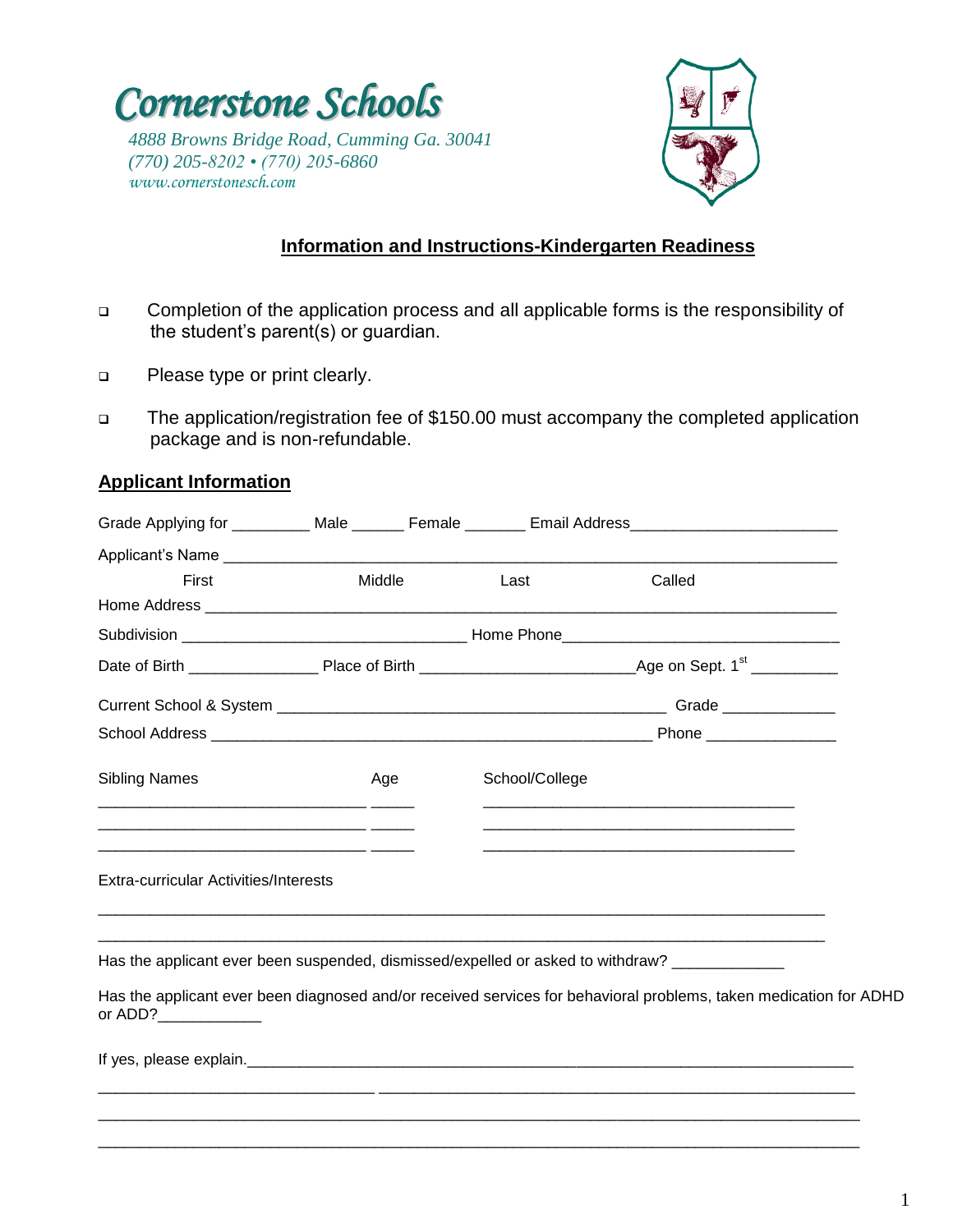# Cornerstone Schools

*4888 Browns Bridge Road, Cumming Ga. 30041*
*(770) 205-8202 • (770) 205-6860*
*www.cornerstonesch.com*

## Information and Instructions-Kindergarten Readiness

- Completion of the application process and all applicable forms is the responsibility of the student's parent(s) or guardian.
- Please type or print clearly.
- The application/registration fee of $150.00 must accompany the completed application package and is non-refundable.

## Applicant Information

Grade Applying for _________ Male ______ Female _______ Email Address________________________

Applicant's Name ___________________________________________________________________________

First Middle Last Called

Home Address ______________________________________________________________________________

Subdivision ________________________________ Home Phone________________________________

Date of Birth _______________ Place of Birth ________________________Age on Sept. 1st __________

Current School & System _____________________________________________ Grade _____________

School Address __________________________________________________ Phone _______________

| Sibling Names | Age | School/College |
|---|---|---|
| ______________________________ | _____ | ____________________________________ |
| ______________________________ | _____ | ____________________________________ |
| ______________________________ | _____ | ____________________________________ |

Extra-curricular Activities/Interests

____________________________________________________________________________________

____________________________________________________________________________________

Has the applicant ever been suspended, dismissed/expelled or asked to withdraw? _____________

Has the applicant ever been diagnosed and/or received services for behavioral problems, taken medication for ADHD or ADD?____________

If yes, please explain.______________________________________________________________________

____________________________________________________________________________________

____________________________________________________________________________________

____________________________________________________________________________________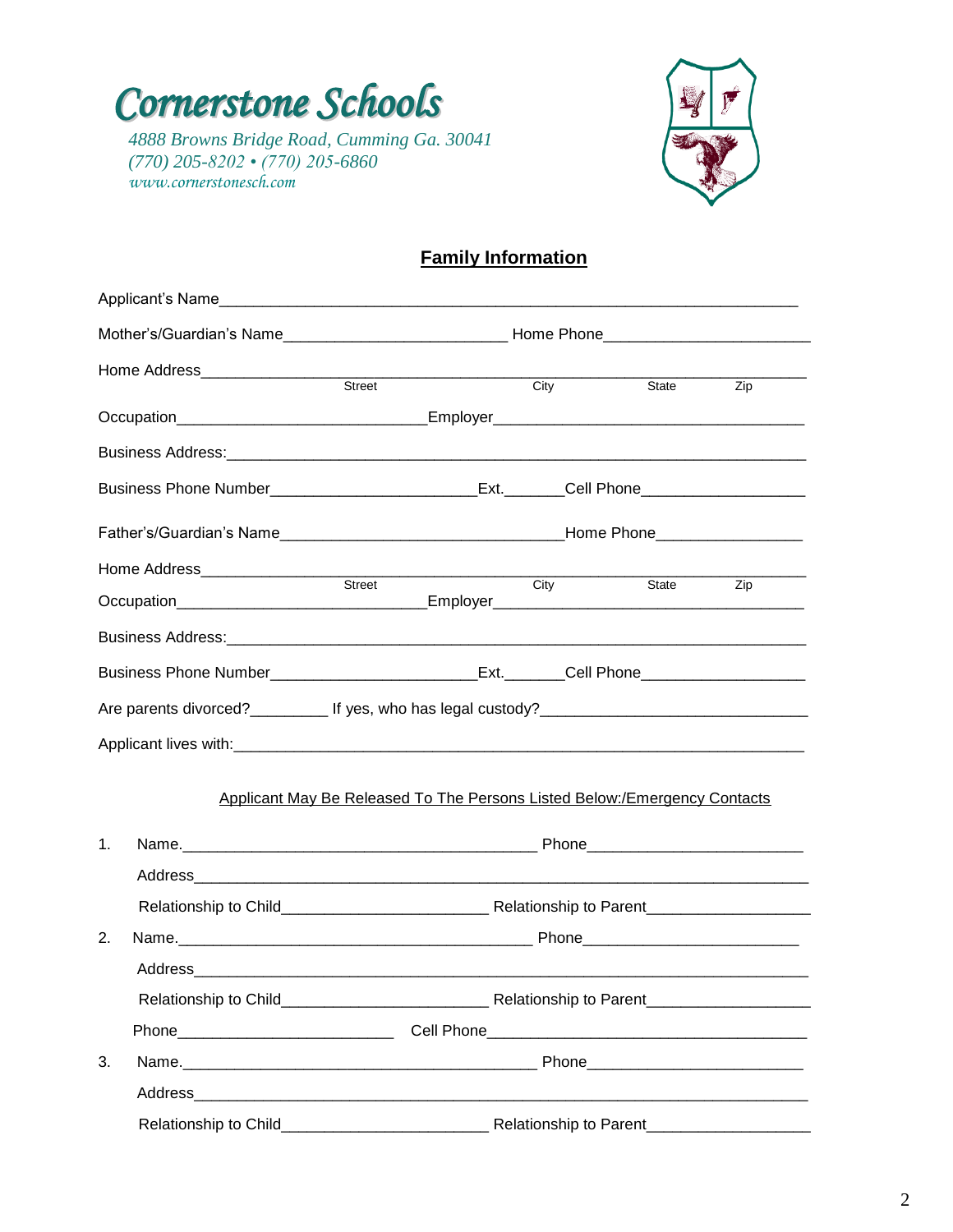# Cornerstone Schools

*4888 Browns Bridge Road, Cumming Ga. 30041*
*(770) 205-8202 • (770) 205-6860*
*www.cornerstonesch.com*

## Family Information

Applicant's Name_______________________________________________________________

Mother's/Guardian's Name________________________ Home Phone______________________

Home Address__________________________________________________________________
Street City State Zip

Occupation___________________________Employer__________________________________

Business Address:_______________________________________________________________

Business Phone Number______________________Ext._______Cell Phone__________________

Father's/Guardian's Name_______________________________Home Phone________________

Home Address__________________________________________________________________
Street City State Zip

Occupation___________________________Employer__________________________________

Business Address:_______________________________________________________________

Business Phone Number______________________Ext._______Cell Phone__________________

Are parents divorced?_________ If yes, who has legal custody?_____________________________

Applicant lives with:______________________________________________________________

Applicant May Be Released To The Persons Listed Below:/Emergency Contacts

1. Name.________________________________________ Phone________________________

   Address_________________________________________________________________

   Relationship to Child_____________________ Relationship to Parent_________________

2. Name.________________________________________ Phone________________________

   Address_________________________________________________________________

   Relationship to Child_____________________ Relationship to Parent_________________

   Phone________________________ Cell Phone______________________________________

3. Name.________________________________________ Phone________________________

   Address_________________________________________________________________

   Relationship to Child_____________________ Relationship to Parent_________________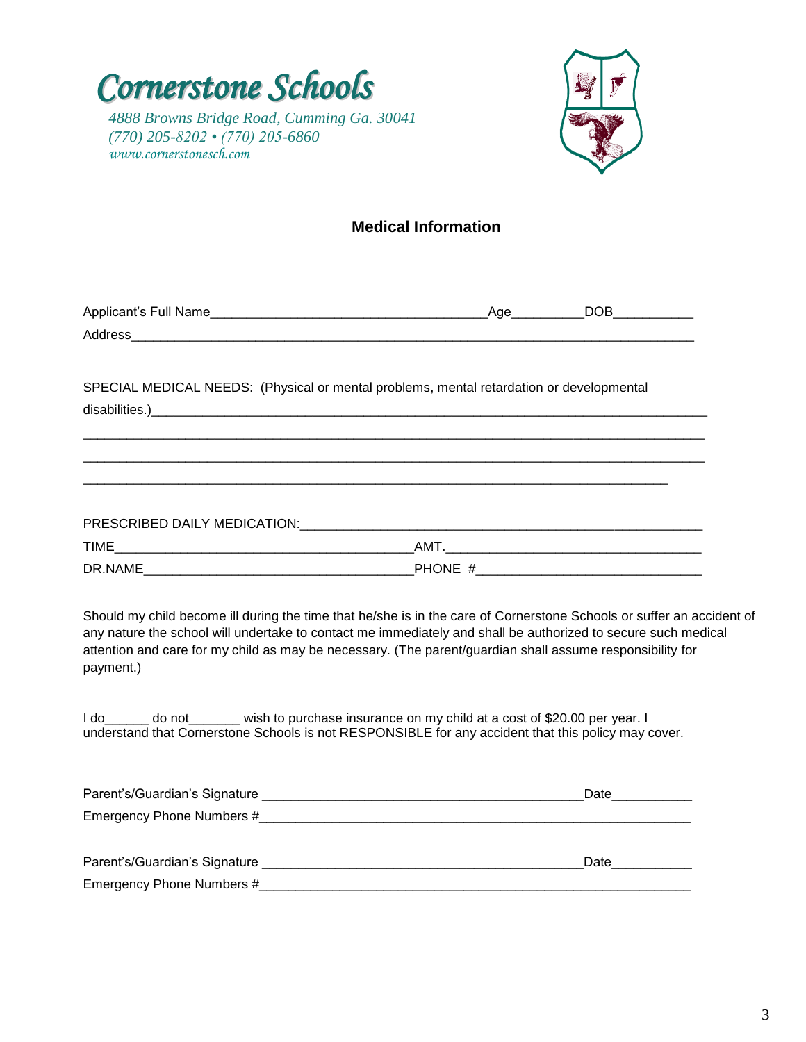# Cornerstone Schools

*4888 Browns Bridge Road, Cumming Ga. 30041*
*(770) 205-8202 • (770) 205-6860*
*www.cornerstonesch.com*

## Medical Information

Applicant's Full Name_____________________________________Age_________DOB___________

Address_______________________________________________________________________________

SPECIAL MEDICAL NEEDS: (Physical or mental problems, mental retardation or developmental disabilities.)___________________________________________________________________________

_______________________________________________________________________________________

_______________________________________________________________________________________

_____________________________________________________________________________________

PRESCRIBED DAILY MEDICATION:________________________________________________________

TIME________________________________________AMT.__________________________________

DR.NAME____________________________________PHONE #______________________________

Should my child become ill during the time that he/she is in the care of Cornerstone Schools or suffer an accident of any nature the school will undertake to contact me immediately and shall be authorized to secure such medical attention and care for my child as may be necessary. (The parent/guardian shall assume responsibility for payment.)

I do______ do not_______ wish to purchase insurance on my child at a cost of $20.00 per year. I understand that Cornerstone Schools is not RESPONSIBLE for any accident that this policy may cover.

Parent's/Guardian's Signature _____________________________________________Date___________

Emergency Phone Numbers #____________________________________________________________

Parent's/Guardian's Signature _____________________________________________Date___________

Emergency Phone Numbers #____________________________________________________________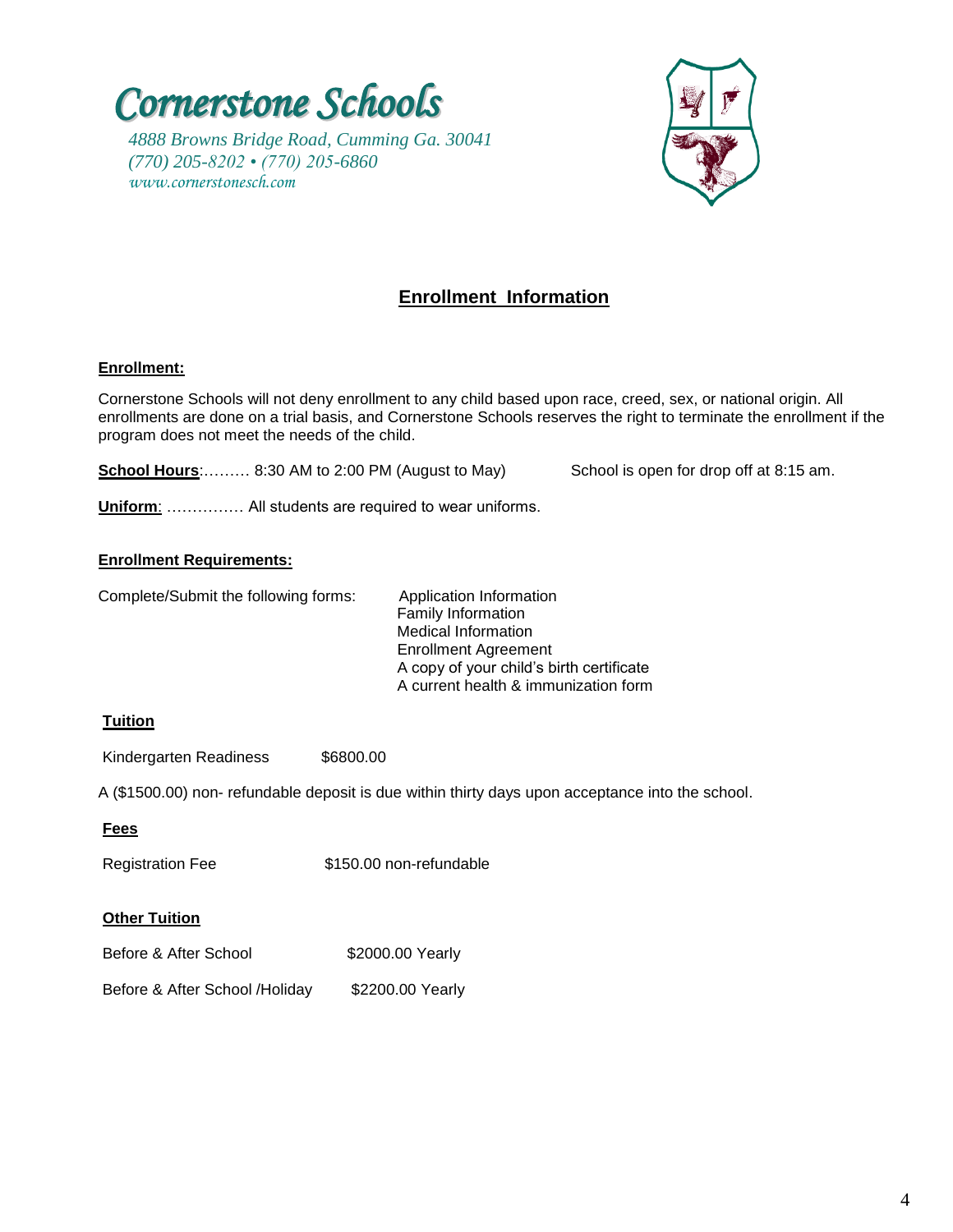# Cornerstone Schools

*4888 Browns Bridge Road, Cumming Ga. 30041*
*(770) 205-8202 • (770) 205-6860*
*www.cornerstonesch.com*

## Enrollment Information

### Enrollment:

Cornerstone Schools will not deny enrollment to any child based upon race, creed, sex, or national origin. All enrollments are done on a trial basis, and Cornerstone Schools reserves the right to terminate the enrollment if the program does not meet the needs of the child.

**School Hours**:……… 8:30 AM to 2:00 PM (August to May) School is open for drop off at 8:15 am.

**Uniform**: …………… All students are required to wear uniforms.

### Enrollment Requirements:

Complete/Submit the following forms:

- Application Information
- Family Information
- Medical Information
- Enrollment Agreement
- A copy of your child's birth certificate
- A current health & immunization form

### Tuition

Kindergarten Readiness $6800.00

A ($1500.00) non- refundable deposit is due within thirty days upon acceptance into the school.

### Fees

Registration Fee $150.00 non-refundable

### Other Tuition

Before & After School $2000.00 Yearly

Before & After School /Holiday $2200.00 Yearly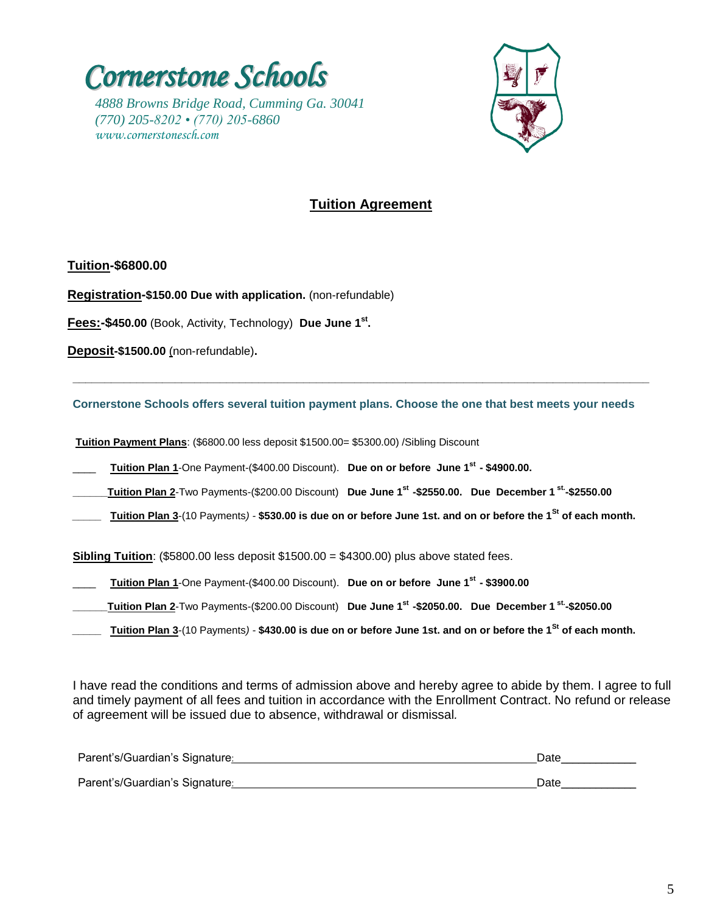# Cornerstone Schools

*4888 Browns Bridge Road, Cumming Ga. 30041*
*(770) 205-8202 • (770) 205-6860*
*www.cornerstonesch.com*

## Tuition Agreement

**Tuition-$6800.00**

**Registration-$150.00 Due with application.** (non-refundable)

**Fees:-$450.00** (Book, Activity, Technology) **Due June 1st.**

**Deposit-$1500.00** (non-refundable)**.**

---

**Cornerstone Schools offers several tuition payment plans. Choose the one that best meets your needs**

**Tuition Payment Plans**: ($6800.00 less deposit $1500.00= $5300.00) /Sibling Discount

____ **Tuition Plan 1**-One Payment-($400.00 Discount). **Due on or before June 1st - $4900.00.**

______**Tuition Plan 2**-Two Payments-($200.00 Discount) **Due June 1st -$2550.00. Due December 1st.-$2550.00**

_____ **Tuition Plan 3**-(10 Payments) - **$530.00 is due on or before June 1st. and on or before the 1St of each month.**

**Sibling Tuition**: ($5800.00 less deposit $1500.00 = $4300.00) plus above stated fees.

____ **Tuition Plan 1**-One Payment-($400.00 Discount). **Due on or before June 1st - $3900.00**

______**Tuition Plan 2**-Two Payments-($200.00 Discount) **Due June 1st -$2050.00. Due December 1st.-$2050.00**

_____ **Tuition Plan 3**-(10 Payments) - **$430.00 is due on or before June 1st. and on or before the 1St of each month.**

I have read the conditions and terms of admission above and hereby agree to abide by them. I agree to full and timely payment of all fees and tuition in accordance with the Enrollment Contract. No refund or release of agreement will be issued due to absence, withdrawal or dismissal.

Parent's/Guardian's Signature:________________________________________________ Date____________

Parent's/Guardian's Signature:________________________________________________ Date____________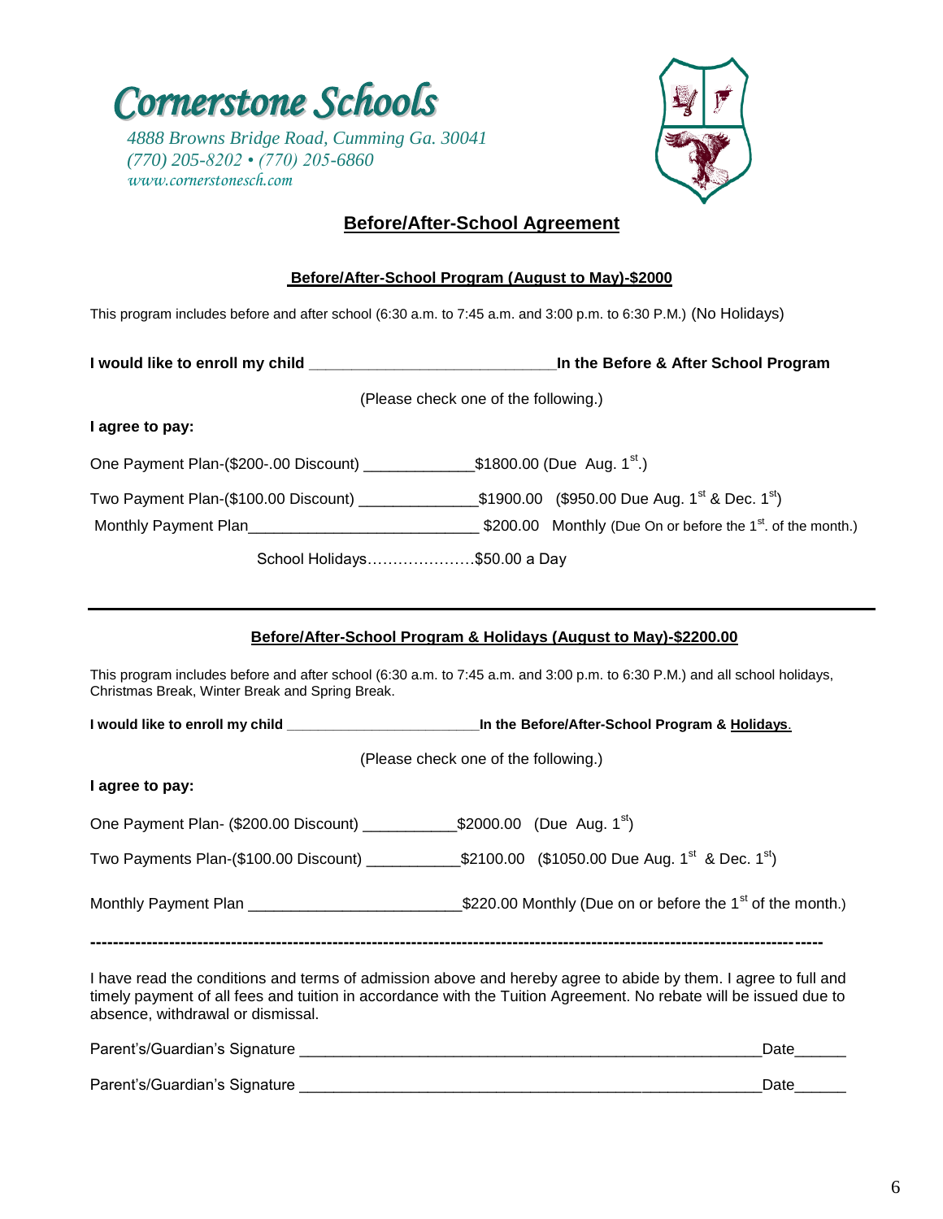# Cornerstone Schools

*4888 Browns Bridge Road, Cumming Ga. 30041*
*(770) 205-8202 • (770) 205-6860*
*www.cornerstonesch.com*

## Before/After-School Agreement

### Before/After-School Program (August to May)-$2000

This program includes before and after school (6:30 a.m. to 7:45 a.m. and 3:00 p.m. to 6:30 P.M.) (No Holidays)

**I would like to enroll my child \_\_\_\_\_\_\_\_\_\_\_\_\_\_\_\_\_\_\_\_\_\_\_\_\_\_\_\_In the Before & After School Program**

(Please check one of the following.)

**I agree to pay:**

One Payment Plan-($200-.00 Discount) \_\_\_\_\_\_\_\_\_\_\_\_\_$1800.00 (Due Aug. 1st.)

Two Payment Plan-($100.00 Discount) \_\_\_\_\_\_\_\_\_\_\_\_\_\_$1900.00 ($950.00 Due Aug. 1st & Dec. 1st)

Monthly Payment Plan\_\_\_\_\_\_\_\_\_\_\_\_\_\_\_\_\_\_\_\_\_\_\_\_\_\_\_ $200.00 Monthly (Due On or before the 1st. of the month.)

School Holidays…………………$50.00 a Day

---

### Before/After-School Program & Holidays (August to May)-$2200.00

This program includes before and after school (6:30 a.m. to 7:45 a.m. and 3:00 p.m. to 6:30 P.M.) and all school holidays, Christmas Break, Winter Break and Spring Break.

**I would like to enroll my child \_\_\_\_\_\_\_\_\_\_\_\_\_\_\_\_\_\_\_\_\_\_\_\_In the Before/After-School Program & Holidays.**

(Please check one of the following.)

**I agree to pay:**

One Payment Plan- ($200.00 Discount) \_\_\_\_\_\_\_\_\_\_\_$2000.00 (Due Aug. 1st)

Two Payments Plan-($100.00 Discount) \_\_\_\_\_\_\_\_\_\_\_$2100.00 ($1050.00 Due Aug. 1st & Dec. 1st)

Monthly Payment Plan \_\_\_\_\_\_\_\_\_\_\_\_\_\_\_\_\_\_\_\_\_\_\_\_$220.00 Monthly (Due on or before the 1st of the month.)

-----------------------------------------------------------------------------------------------------------------------------

I have read the conditions and terms of admission above and hereby agree to abide by them. I agree to full and timely payment of all fees and tuition in accordance with the Tuition Agreement. No rebate will be issued due to absence, withdrawal or dismissal.

Parent's/Guardian's Signature \_\_\_\_\_\_\_\_\_\_\_\_\_\_\_\_\_\_\_\_\_\_\_\_\_\_\_\_\_\_\_\_\_\_\_\_\_\_\_\_\_\_\_\_\_\_\_\_\_\_\_\_\_Date\_\_\_\_\_\_

Parent's/Guardian's Signature \_\_\_\_\_\_\_\_\_\_\_\_\_\_\_\_\_\_\_\_\_\_\_\_\_\_\_\_\_\_\_\_\_\_\_\_\_\_\_\_\_\_\_\_\_\_\_\_\_\_\_\_\_Date\_\_\_\_\_\_